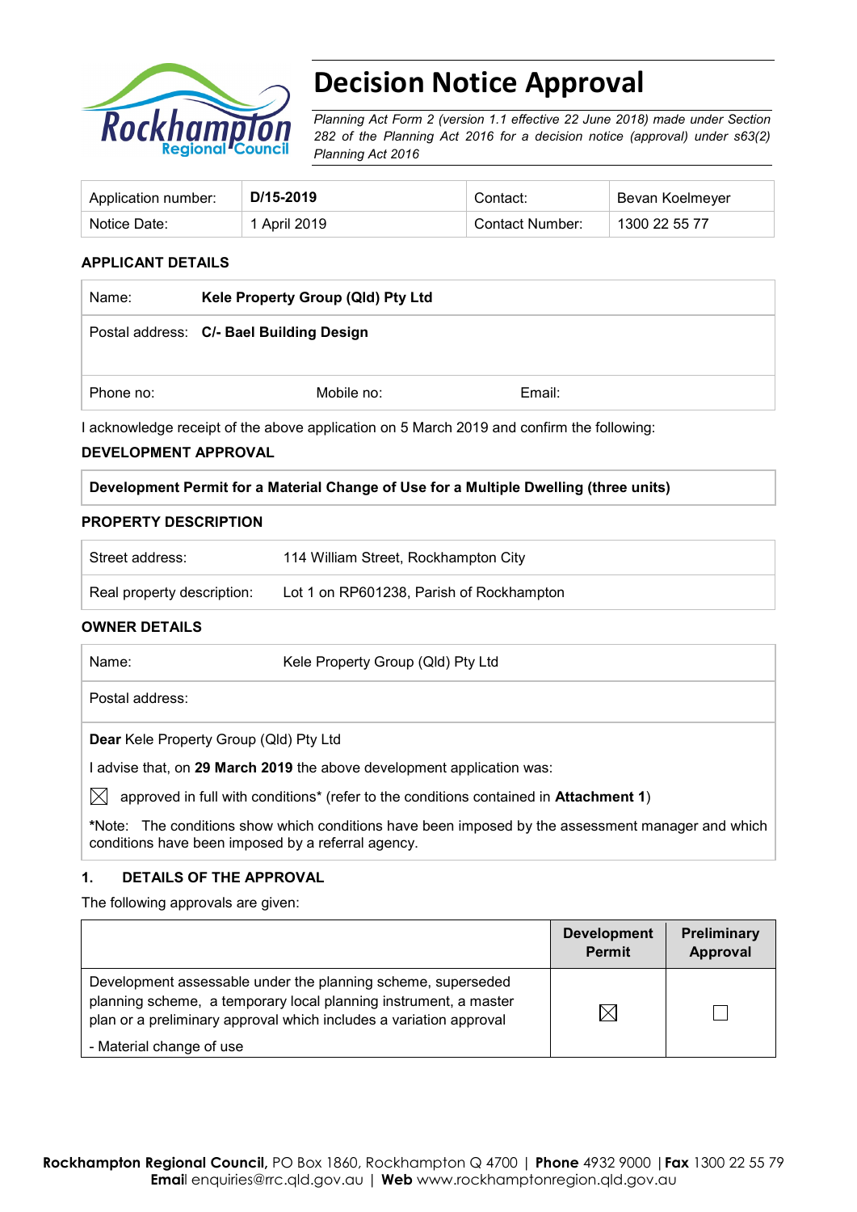# Decision Notice Approval

*Planning Act Form 2 (version 1.1 effective 22 June 2018) made under Section 282 of the Planning Act 2016 for a decision notice (approval) under s63(2) Planning Act 2016*

| Application number: | **D/15-2019** | Contact: | Bevan Koelmeyer |
|---|---|---|---|
| Notice Date: | 1 April 2019 | Contact Number: | 1300 22 55 77 |

**APPLICANT DETAILS**

| | | | |
|---|---|---|---|
| Name: | **Kele Property Group (Qld) Pty Ltd** | | |
| Postal address: | **C/- Bael Building Design** | | |
| Phone no: | Mobile no: | Email: | |

I acknowledge receipt of the above application on 5 March 2019 and confirm the following:

**DEVELOPMENT APPROVAL**

| |
|---|
| **Development Permit for a Material Change of Use for a Multiple Dwelling (three units)** |

**PROPERTY DESCRIPTION**

| | |
|---|---|
| Street address: | 114 William Street, Rockhampton City |
| Real property description: | Lot 1 on RP601238, Parish of Rockhampton |

**OWNER DETAILS**

| | |
|---|---|
| Name: | Kele Property Group (Qld) Pty Ltd |
| Postal address: | |

**Dear** Kele Property Group (Qld) Pty Ltd

I advise that, on **29 March 2019** the above development application was:

☒ approved in full with conditions* (refer to the conditions contained in **Attachment 1**)

*Note: The conditions show which conditions have been imposed by the assessment manager and which conditions have been imposed by a referral agency.

## 1. DETAILS OF THE APPROVAL

The following approvals are given:

| | Development Permit | Preliminary Approval |
|---|---|---|
| Development assessable under the planning scheme, superseded planning scheme, a temporary local planning instrument, a master plan or a preliminary approval which includes a variation approval<br>- Material change of use | ☒ | ☐ |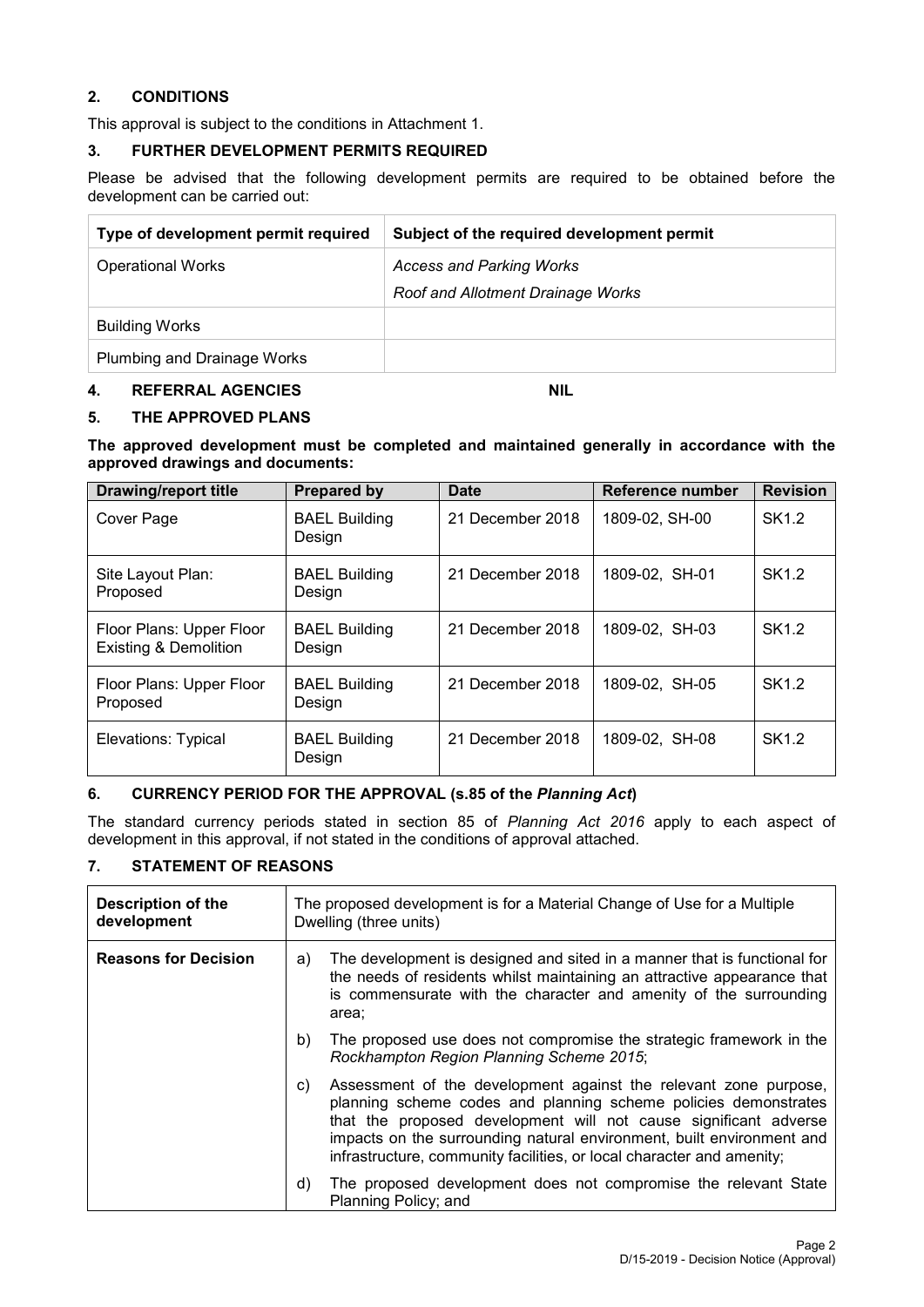## 2. CONDITIONS

This approval is subject to the conditions in Attachment 1.

## 3. FURTHER DEVELOPMENT PERMITS REQUIRED

Please be advised that the following development permits are required to be obtained before the development can be carried out:

| Type of development permit required | Subject of the required development permit |
|---|---|
| Operational Works | *Access and Parking Works*<br>*Roof and Allotment Drainage Works* |
| Building Works | |
| Plumbing and Drainage Works | |

## 4. REFERRAL AGENCIES NIL

## 5. THE APPROVED PLANS

**The approved development must be completed and maintained generally in accordance with the approved drawings and documents:**

| Drawing/report title | Prepared by | Date | Reference number | Revision |
|---|---|---|---|---|
| Cover Page | BAEL Building Design | 21 December 2018 | 1809-02, SH-00 | SK1.2 |
| Site Layout Plan: Proposed | BAEL Building Design | 21 December 2018 | 1809-02, SH-01 | SK1.2 |
| Floor Plans: Upper Floor Existing & Demolition | BAEL Building Design | 21 December 2018 | 1809-02, SH-03 | SK1.2 |
| Floor Plans: Upper Floor Proposed | BAEL Building Design | 21 December 2018 | 1809-02, SH-05 | SK1.2 |
| Elevations: Typical | BAEL Building Design | 21 December 2018 | 1809-02, SH-08 | SK1.2 |

## 6. CURRENCY PERIOD FOR THE APPROVAL (s.85 of the *Planning Act*)

The standard currency periods stated in section 85 of *Planning Act 2016* apply to each aspect of development in this approval, if not stated in the conditions of approval attached.

## 7. STATEMENT OF REASONS

| Description of the development | The proposed development is for a Material Change of Use for a Multiple Dwelling (three units) |
|---|---|
| **Reasons for Decision** | a) The development is designed and sited in a manner that is functional for the needs of residents whilst maintaining an attractive appearance that is commensurate with the character and amenity of the surrounding area;<br>b) The proposed use does not compromise the strategic framework in the *Rockhampton Region Planning Scheme 2015*;<br>c) Assessment of the development against the relevant zone purpose, planning scheme codes and planning scheme policies demonstrates that the proposed development will not cause significant adverse impacts on the surrounding natural environment, built environment and infrastructure, community facilities, or local character and amenity;<br>d) The proposed development does not compromise the relevant State Planning Policy; and |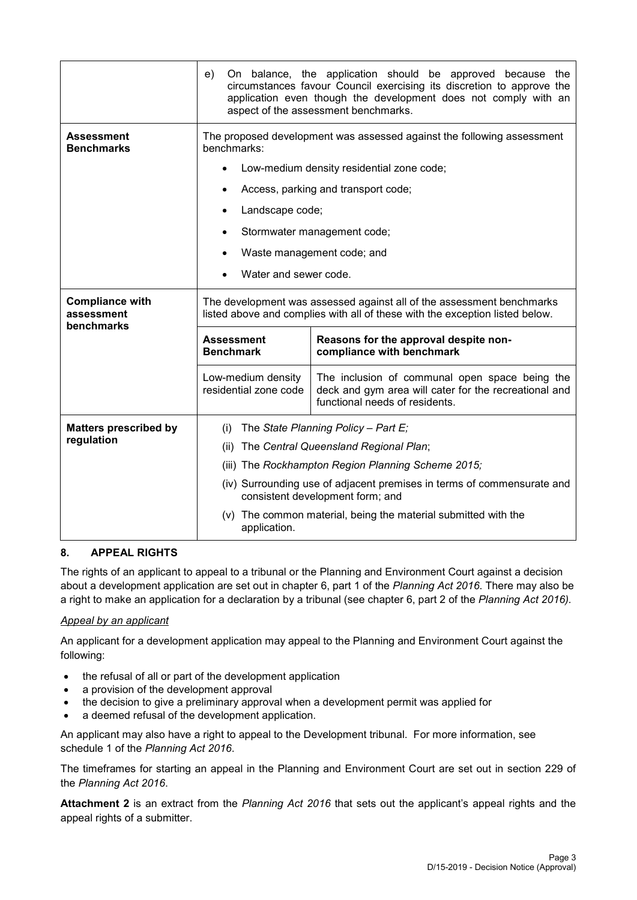| | |
|---|---|
| | e) On balance, the application should be approved because the circumstances favour Council exercising its discretion to approve the application even though the development does not comply with an aspect of the assessment benchmarks. |
| **Assessment Benchmarks** | The proposed development was assessed against the following assessment benchmarks:<br>• Low-medium density residential zone code;<br>• Access, parking and transport code;<br>• Landscape code;<br>• Stormwater management code;<br>• Waste management code; and<br>• Water and sewer code. |
| **Compliance with assessment benchmarks** | The development was assessed against all of the assessment benchmarks listed above and complies with all of these with the exception listed below.<br><br>**Assessment Benchmark**: Low-medium density residential zone code<br>**Reasons for the approval despite non-compliance with benchmark**: The inclusion of communal open space being the deck and gym area will cater for the recreational and functional needs of residents. |
| **Matters prescribed by regulation** | (i) The *State Planning Policy – Part E;*<br>(ii) The *Central Queensland Regional Plan*;<br>(iii) The *Rockhampton Region Planning Scheme 2015;*<br>(iv) Surrounding use of adjacent premises in terms of commensurate and consistent development form; and<br>(v) The common material, being the material submitted with the application. |

## 8. APPEAL RIGHTS

The rights of an applicant to appeal to a tribunal or the Planning and Environment Court against a decision about a development application are set out in chapter 6, part 1 of the *Planning Act 2016*. There may also be a right to make an application for a declaration by a tribunal (see chapter 6, part 2 of the *Planning Act 2016).*

*Appeal by an applicant*

An applicant for a development application may appeal to the Planning and Environment Court against the following:

- the refusal of all or part of the development application
- a provision of the development approval
- the decision to give a preliminary approval when a development permit was applied for
- a deemed refusal of the development application.

An applicant may also have a right to appeal to the Development tribunal. For more information, see schedule 1 of the *Planning Act 2016*.

The timeframes for starting an appeal in the Planning and Environment Court are set out in section 229 of the *Planning Act 2016*.

**Attachment 2** is an extract from the *Planning Act 2016* that sets out the applicant's appeal rights and the appeal rights of a submitter.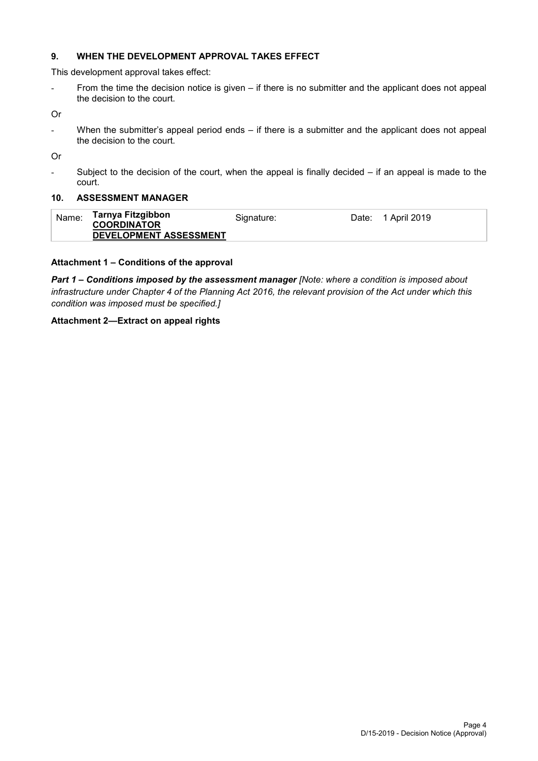## 9. WHEN THE DEVELOPMENT APPROVAL TAKES EFFECT

This development approval takes effect:

- From the time the decision notice is given – if there is no submitter and the applicant does not appeal the decision to the court.

Or

- When the submitter's appeal period ends – if there is a submitter and the applicant does not appeal the decision to the court.

Or

- Subject to the decision of the court, when the appeal is finally decided – if an appeal is made to the court.

## 10. ASSESSMENT MANAGER

| Name: | **Tarnya Fitzgibbon**<br>**COORDINATOR**<br>**DEVELOPMENT ASSESSMENT** | Signature: | Date: 1 April 2019 |
|---|---|---|---|

**Attachment 1 – Conditions of the approval**

***Part 1 – Conditions imposed by the assessment manager*** *[Note: where a condition is imposed about infrastructure under Chapter 4 of the Planning Act 2016, the relevant provision of the Act under which this condition was imposed must be specified.]*

**Attachment 2—Extract on appeal rights**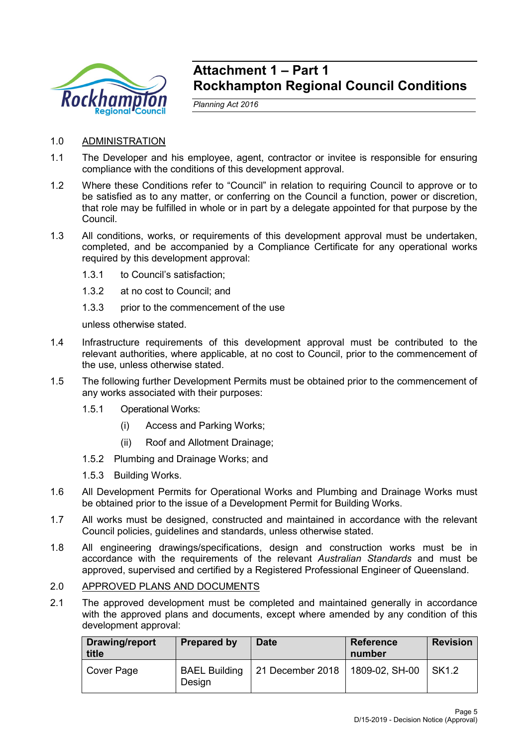# Attachment 1 – Part 1
# Rockhampton Regional Council Conditions

*Planning Act 2016*

1.0 ADMINISTRATION

1.1 The Developer and his employee, agent, contractor or invitee is responsible for ensuring compliance with the conditions of this development approval.

1.2 Where these Conditions refer to "Council" in relation to requiring Council to approve or to be satisfied as to any matter, or conferring on the Council a function, power or discretion, that role may be fulfilled in whole or in part by a delegate appointed for that purpose by the Council.

1.3 All conditions, works, or requirements of this development approval must be undertaken, completed, and be accompanied by a Compliance Certificate for any operational works required by this development approval:

1.3.1 to Council's satisfaction;

1.3.2 at no cost to Council; and

1.3.3 prior to the commencement of the use

unless otherwise stated.

1.4 Infrastructure requirements of this development approval must be contributed to the relevant authorities, where applicable, at no cost to Council, prior to the commencement of the use, unless otherwise stated.

1.5 The following further Development Permits must be obtained prior to the commencement of any works associated with their purposes:

1.5.1 Operational Works:

(i) Access and Parking Works;

(ii) Roof and Allotment Drainage;

1.5.2 Plumbing and Drainage Works; and

1.5.3 Building Works.

1.6 All Development Permits for Operational Works and Plumbing and Drainage Works must be obtained prior to the issue of a Development Permit for Building Works.

1.7 All works must be designed, constructed and maintained in accordance with the relevant Council policies, guidelines and standards, unless otherwise stated.

1.8 All engineering drawings/specifications, design and construction works must be in accordance with the requirements of the relevant *Australian Standards* and must be approved, supervised and certified by a Registered Professional Engineer of Queensland.

2.0 APPROVED PLANS AND DOCUMENTS

2.1 The approved development must be completed and maintained generally in accordance with the approved plans and documents, except where amended by any condition of this development approval:

| Drawing/report title | Prepared by | Date | Reference number | Revision |
|---|---|---|---|---|
| Cover Page | BAEL Building Design | 21 December 2018 | 1809-02, SH-00 | SK1.2 |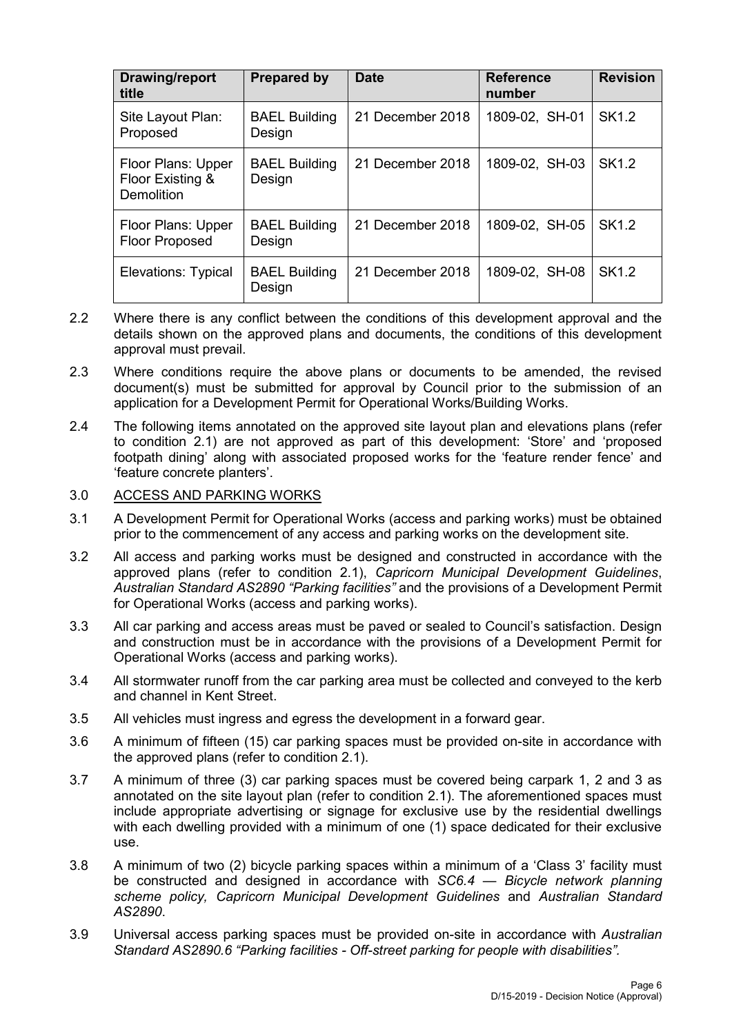| Drawing/report title | Prepared by | Date | Reference number | Revision |
|---|---|---|---|---|
| Site Layout Plan: Proposed | BAEL Building Design | 21 December 2018 | 1809-02, SH-01 | SK1.2 |
| Floor Plans: Upper Floor Existing & Demolition | BAEL Building Design | 21 December 2018 | 1809-02, SH-03 | SK1.2 |
| Floor Plans: Upper Floor Proposed | BAEL Building Design | 21 December 2018 | 1809-02, SH-05 | SK1.2 |
| Elevations: Typical | BAEL Building Design | 21 December 2018 | 1809-02, SH-08 | SK1.2 |

2.2 Where there is any conflict between the conditions of this development approval and the details shown on the approved plans and documents, the conditions of this development approval must prevail.

2.3 Where conditions require the above plans or documents to be amended, the revised document(s) must be submitted for approval by Council prior to the submission of an application for a Development Permit for Operational Works/Building Works.

2.4 The following items annotated on the approved site layout plan and elevations plans (refer to condition 2.1) are not approved as part of this development: 'Store' and 'proposed footpath dining' along with associated proposed works for the 'feature render fence' and 'feature concrete planters'.

3.0 ACCESS AND PARKING WORKS

3.1 A Development Permit for Operational Works (access and parking works) must be obtained prior to the commencement of any access and parking works on the development site.

3.2 All access and parking works must be designed and constructed in accordance with the approved plans (refer to condition 2.1), *Capricorn Municipal Development Guidelines*, *Australian Standard AS2890 "Parking facilities"* and the provisions of a Development Permit for Operational Works (access and parking works).

3.3 All car parking and access areas must be paved or sealed to Council's satisfaction. Design and construction must be in accordance with the provisions of a Development Permit for Operational Works (access and parking works).

3.4 All stormwater runoff from the car parking area must be collected and conveyed to the kerb and channel in Kent Street.

3.5 All vehicles must ingress and egress the development in a forward gear.

3.6 A minimum of fifteen (15) car parking spaces must be provided on-site in accordance with the approved plans (refer to condition 2.1).

3.7 A minimum of three (3) car parking spaces must be covered being carpark 1, 2 and 3 as annotated on the site layout plan (refer to condition 2.1). The aforementioned spaces must include appropriate advertising or signage for exclusive use by the residential dwellings with each dwelling provided with a minimum of one (1) space dedicated for their exclusive use.

3.8 A minimum of two (2) bicycle parking spaces within a minimum of a 'Class 3' facility must be constructed and designed in accordance with *SC6.4 — Bicycle network planning scheme policy, Capricorn Municipal Development Guidelines* and *Australian Standard AS2890*.

3.9 Universal access parking spaces must be provided on-site in accordance with *Australian Standard AS2890.6 "Parking facilities - Off-street parking for people with disabilities"*.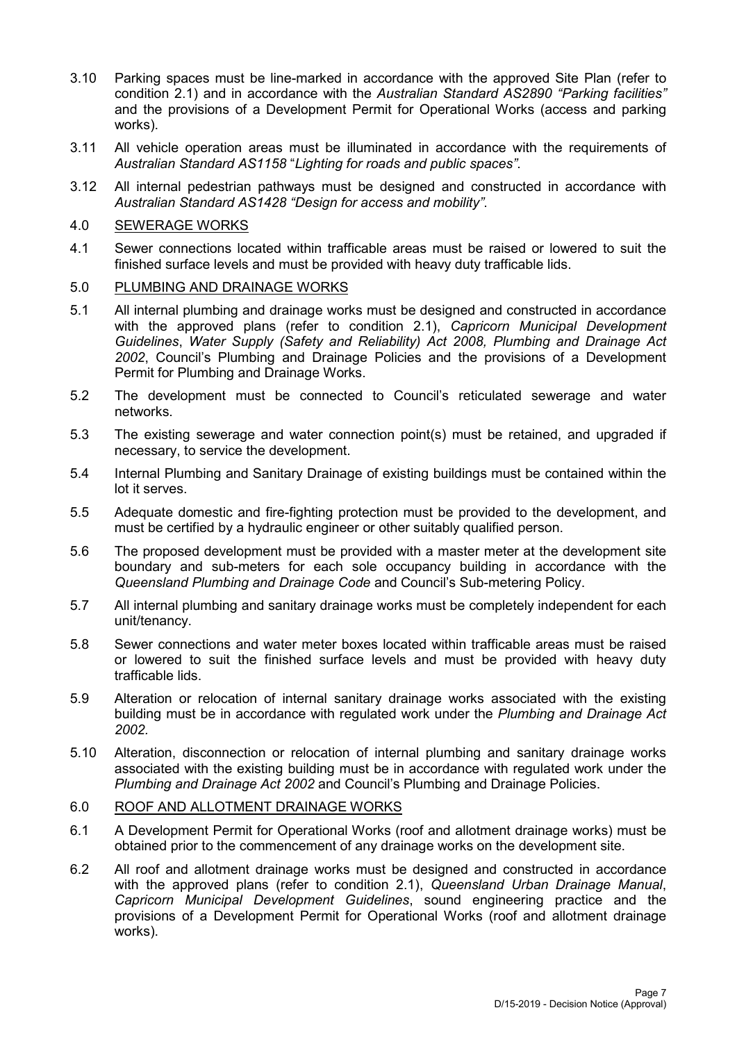3.10 Parking spaces must be line-marked in accordance with the approved Site Plan (refer to condition 2.1) and in accordance with the *Australian Standard AS2890 "Parking facilities"* and the provisions of a Development Permit for Operational Works (access and parking works).

3.11 All vehicle operation areas must be illuminated in accordance with the requirements of *Australian Standard AS1158* "*Lighting for roads and public spaces"*.

3.12 All internal pedestrian pathways must be designed and constructed in accordance with *Australian Standard AS1428 "Design for access and mobility"*.

4.0 <u>SEWERAGE WORKS</u>

4.1 Sewer connections located within trafficable areas must be raised or lowered to suit the finished surface levels and must be provided with heavy duty trafficable lids.

5.0 <u>PLUMBING AND DRAINAGE WORKS</u>

5.1 All internal plumbing and drainage works must be designed and constructed in accordance with the approved plans (refer to condition 2.1), *Capricorn Municipal Development Guidelines*, *Water Supply (Safety and Reliability) Act 2008, Plumbing and Drainage Act 2002*, Council's Plumbing and Drainage Policies and the provisions of a Development Permit for Plumbing and Drainage Works.

5.2 The development must be connected to Council's reticulated sewerage and water networks.

5.3 The existing sewerage and water connection point(s) must be retained, and upgraded if necessary, to service the development.

5.4 Internal Plumbing and Sanitary Drainage of existing buildings must be contained within the lot it serves.

5.5 Adequate domestic and fire-fighting protection must be provided to the development, and must be certified by a hydraulic engineer or other suitably qualified person.

5.6 The proposed development must be provided with a master meter at the development site boundary and sub-meters for each sole occupancy building in accordance with the *Queensland Plumbing and Drainage Code* and Council's Sub-metering Policy.

5.7 All internal plumbing and sanitary drainage works must be completely independent for each unit/tenancy.

5.8 Sewer connections and water meter boxes located within trafficable areas must be raised or lowered to suit the finished surface levels and must be provided with heavy duty trafficable lids.

5.9 Alteration or relocation of internal sanitary drainage works associated with the existing building must be in accordance with regulated work under the *Plumbing and Drainage Act 2002.*

5.10 Alteration, disconnection or relocation of internal plumbing and sanitary drainage works associated with the existing building must be in accordance with regulated work under the *Plumbing and Drainage Act 2002* and Council's Plumbing and Drainage Policies.

6.0 <u>ROOF AND ALLOTMENT DRAINAGE WORKS</u>

6.1 A Development Permit for Operational Works (roof and allotment drainage works) must be obtained prior to the commencement of any drainage works on the development site.

6.2 All roof and allotment drainage works must be designed and constructed in accordance with the approved plans (refer to condition 2.1), *Queensland Urban Drainage Manual*, *Capricorn Municipal Development Guidelines*, sound engineering practice and the provisions of a Development Permit for Operational Works (roof and allotment drainage works).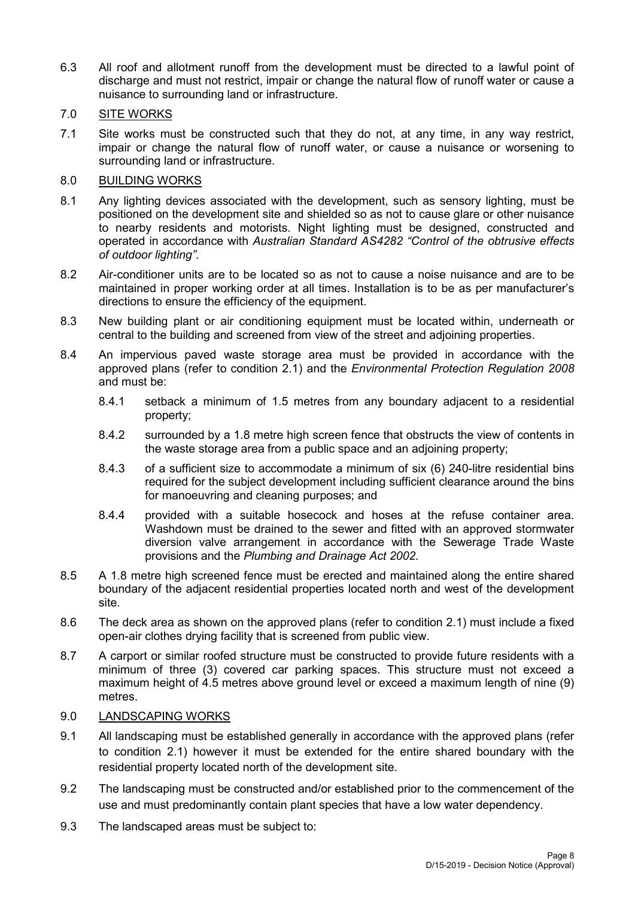6.3 All roof and allotment runoff from the development must be directed to a lawful point of discharge and must not restrict, impair or change the natural flow of runoff water or cause a nuisance to surrounding land or infrastructure.

7.0 <u>SITE WORKS</u>

7.1 Site works must be constructed such that they do not, at any time, in any way restrict, impair or change the natural flow of runoff water, or cause a nuisance or worsening to surrounding land or infrastructure.

8.0 <u>BUILDING WORKS</u>

8.1 Any lighting devices associated with the development, such as sensory lighting, must be positioned on the development site and shielded so as not to cause glare or other nuisance to nearby residents and motorists. Night lighting must be designed, constructed and operated in accordance with *Australian Standard AS4282 "Control of the obtrusive effects of outdoor lighting"*.

8.2 Air-conditioner units are to be located so as not to cause a noise nuisance and are to be maintained in proper working order at all times. Installation is to be as per manufacturer's directions to ensure the efficiency of the equipment.

8.3 New building plant or air conditioning equipment must be located within, underneath or central to the building and screened from view of the street and adjoining properties.

8.4 An impervious paved waste storage area must be provided in accordance with the approved plans (refer to condition 2.1) and the *Environmental Protection Regulation 2008* and must be:

8.4.1 setback a minimum of 1.5 metres from any boundary adjacent to a residential property;

8.4.2 surrounded by a 1.8 metre high screen fence that obstructs the view of contents in the waste storage area from a public space and an adjoining property;

8.4.3 of a sufficient size to accommodate a minimum of six (6) 240-litre residential bins required for the subject development including sufficient clearance around the bins for manoeuvring and cleaning purposes; and

8.4.4 provided with a suitable hosecock and hoses at the refuse container area. Washdown must be drained to the sewer and fitted with an approved stormwater diversion valve arrangement in accordance with the Sewerage Trade Waste provisions and the *Plumbing and Drainage Act 2002.*

8.5 A 1.8 metre high screened fence must be erected and maintained along the entire shared boundary of the adjacent residential properties located north and west of the development site.

8.6 The deck area as shown on the approved plans (refer to condition 2.1) must include a fixed open-air clothes drying facility that is screened from public view.

8.7 A carport or similar roofed structure must be constructed to provide future residents with a minimum of three (3) covered car parking spaces. This structure must not exceed a maximum height of 4.5 metres above ground level or exceed a maximum length of nine (9) metres.

9.0 <u>LANDSCAPING WORKS</u>

9.1 All landscaping must be established generally in accordance with the approved plans (refer to condition 2.1) however it must be extended for the entire shared boundary with the residential property located north of the development site.

9.2 The landscaping must be constructed and/or established prior to the commencement of the use and must predominantly contain plant species that have a low water dependency.

9.3 The landscaped areas must be subject to: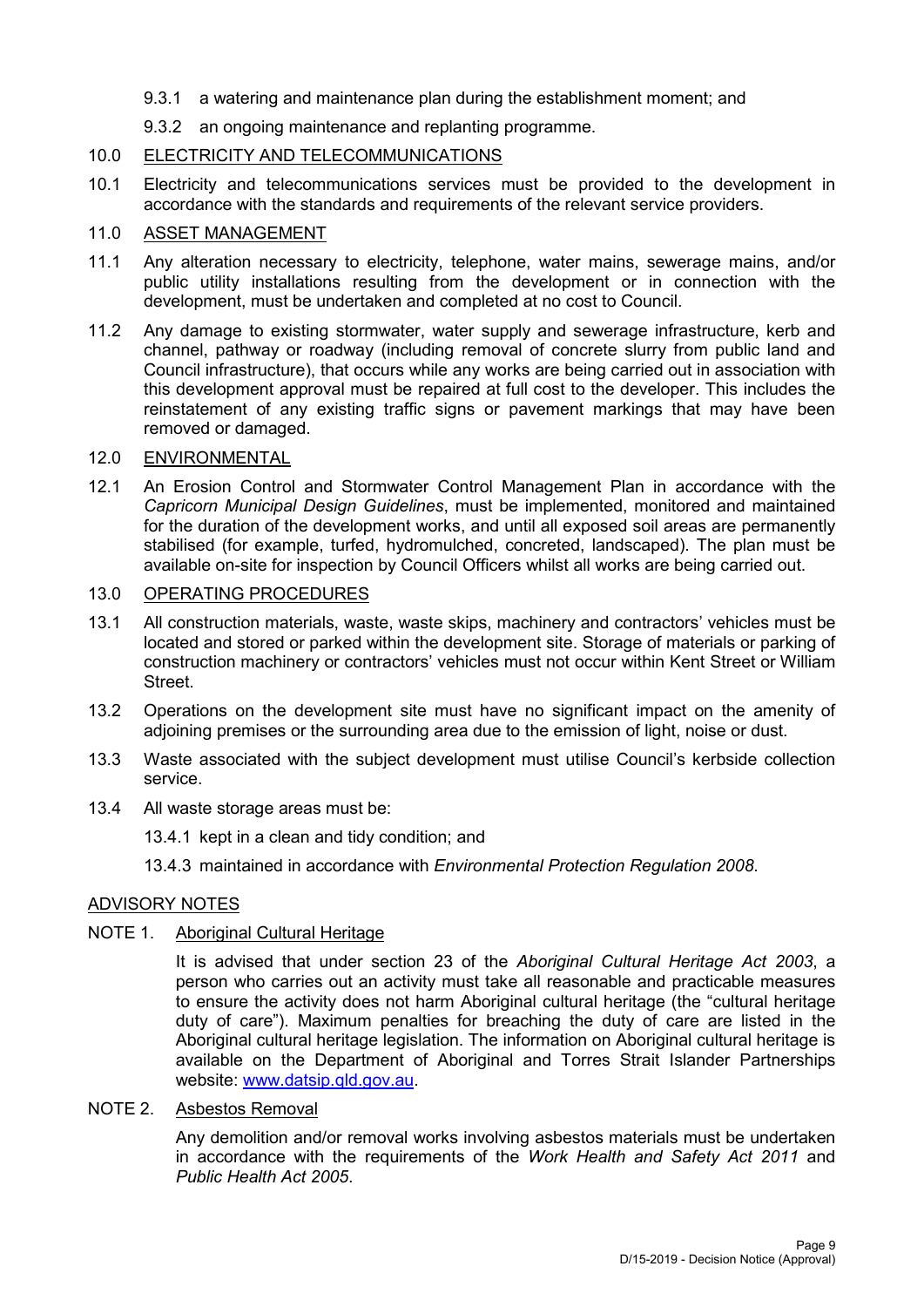9.3.1 a watering and maintenance plan during the establishment moment; and

9.3.2 an ongoing maintenance and replanting programme.

10.0 ELECTRICITY AND TELECOMMUNICATIONS

10.1 Electricity and telecommunications services must be provided to the development in accordance with the standards and requirements of the relevant service providers.

11.0 ASSET MANAGEMENT

11.1 Any alteration necessary to electricity, telephone, water mains, sewerage mains, and/or public utility installations resulting from the development or in connection with the development, must be undertaken and completed at no cost to Council.

11.2 Any damage to existing stormwater, water supply and sewerage infrastructure, kerb and channel, pathway or roadway (including removal of concrete slurry from public land and Council infrastructure), that occurs while any works are being carried out in association with this development approval must be repaired at full cost to the developer. This includes the reinstatement of any existing traffic signs or pavement markings that may have been removed or damaged.

12.0 ENVIRONMENTAL

12.1 An Erosion Control and Stormwater Control Management Plan in accordance with the *Capricorn Municipal Design Guidelines*, must be implemented, monitored and maintained for the duration of the development works, and until all exposed soil areas are permanently stabilised (for example, turfed, hydromulched, concreted, landscaped). The plan must be available on-site for inspection by Council Officers whilst all works are being carried out.

13.0 OPERATING PROCEDURES

13.1 All construction materials, waste, waste skips, machinery and contractors' vehicles must be located and stored or parked within the development site. Storage of materials or parking of construction machinery or contractors' vehicles must not occur within Kent Street or William Street.

13.2 Operations on the development site must have no significant impact on the amenity of adjoining premises or the surrounding area due to the emission of light, noise or dust.

13.3 Waste associated with the subject development must utilise Council's kerbside collection service.

13.4 All waste storage areas must be:

13.4.1 kept in a clean and tidy condition; and

13.4.3 maintained in accordance with *Environmental Protection Regulation 2008*.

ADVISORY NOTES

NOTE 1. Aboriginal Cultural Heritage

It is advised that under section 23 of the *Aboriginal Cultural Heritage Act 2003*, a person who carries out an activity must take all reasonable and practicable measures to ensure the activity does not harm Aboriginal cultural heritage (the "cultural heritage duty of care"). Maximum penalties for breaching the duty of care are listed in the Aboriginal cultural heritage legislation. The information on Aboriginal cultural heritage is available on the Department of Aboriginal and Torres Strait Islander Partnerships website: www.datsip.qld.gov.au.

NOTE 2. Asbestos Removal

Any demolition and/or removal works involving asbestos materials must be undertaken in accordance with the requirements of the *Work Health and Safety Act 2011* and *Public Health Act 2005*.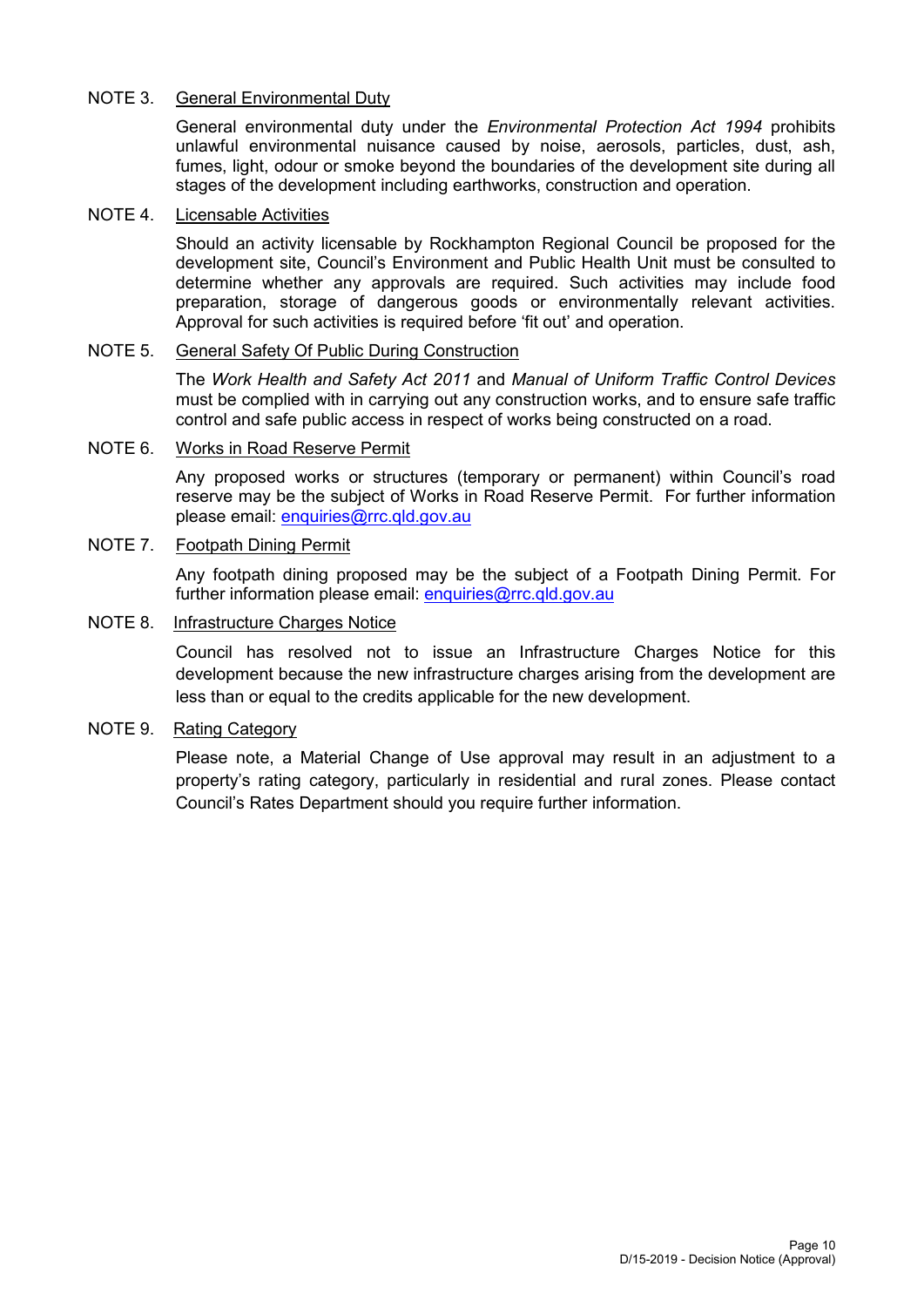NOTE 3. General Environmental Duty

General environmental duty under the *Environmental Protection Act 1994* prohibits unlawful environmental nuisance caused by noise, aerosols, particles, dust, ash, fumes, light, odour or smoke beyond the boundaries of the development site during all stages of the development including earthworks, construction and operation.

NOTE 4. Licensable Activities

Should an activity licensable by Rockhampton Regional Council be proposed for the development site, Council's Environment and Public Health Unit must be consulted to determine whether any approvals are required. Such activities may include food preparation, storage of dangerous goods or environmentally relevant activities. Approval for such activities is required before 'fit out' and operation.

NOTE 5. General Safety Of Public During Construction

The *Work Health and Safety Act 2011* and *Manual of Uniform Traffic Control Devices* must be complied with in carrying out any construction works, and to ensure safe traffic control and safe public access in respect of works being constructed on a road.

NOTE 6. Works in Road Reserve Permit

Any proposed works or structures (temporary or permanent) within Council's road reserve may be the subject of Works in Road Reserve Permit. For further information please email: enquiries@rrc.qld.gov.au

NOTE 7. Footpath Dining Permit

Any footpath dining proposed may be the subject of a Footpath Dining Permit. For further information please email: enquiries@rrc.qld.gov.au

NOTE 8. Infrastructure Charges Notice

Council has resolved not to issue an Infrastructure Charges Notice for this development because the new infrastructure charges arising from the development are less than or equal to the credits applicable for the new development.

NOTE 9. Rating Category

Please note, a Material Change of Use approval may result in an adjustment to a property's rating category, particularly in residential and rural zones. Please contact Council's Rates Department should you require further information.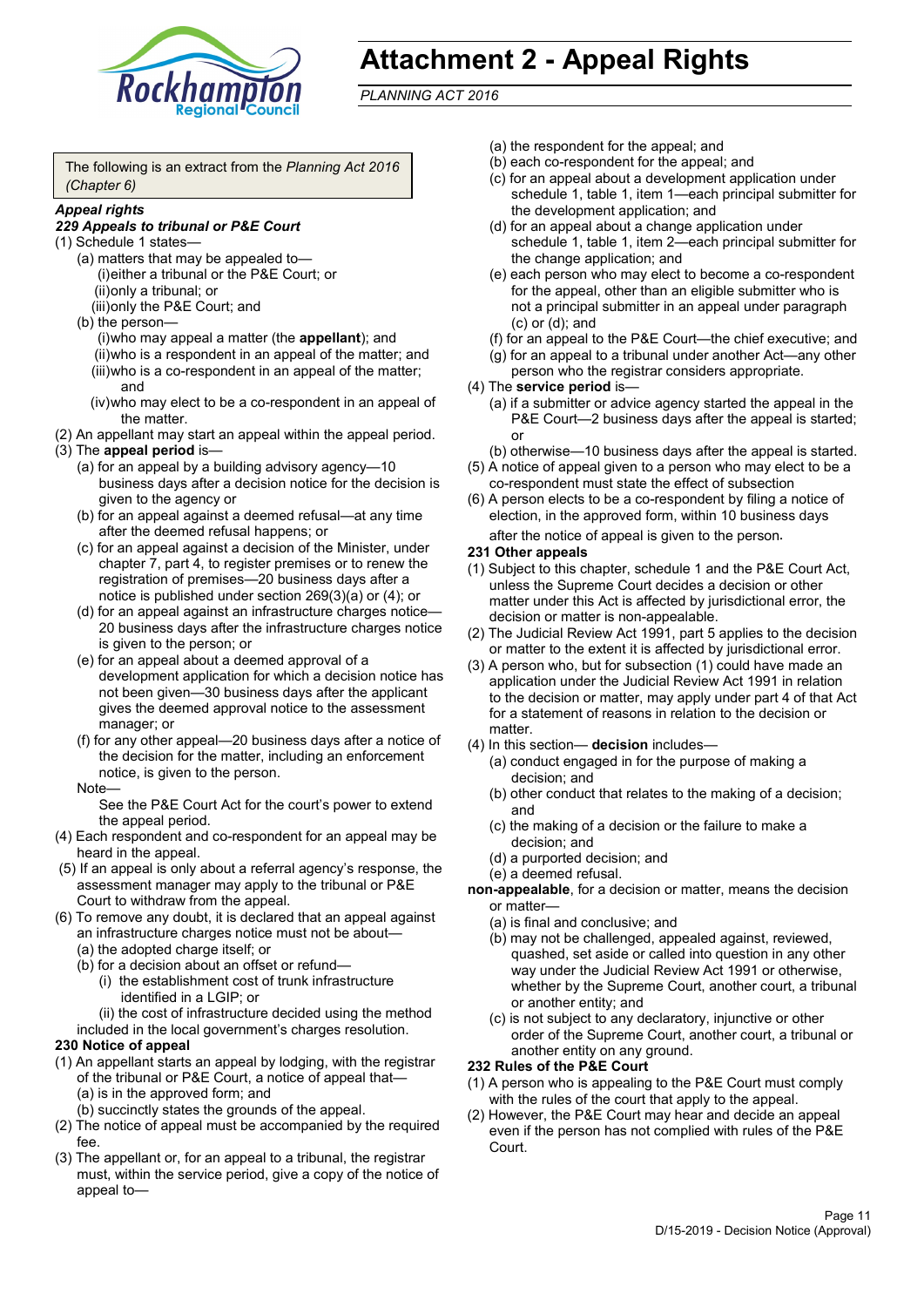# Attachment 2 - Appeal Rights

*PLANNING ACT 2016*

The following is an extract from the *Planning Act 2016 (Chapter 6)*

***Appeal rights***

***229 Appeals to tribunal or P&E Court***

(1) Schedule 1 states—

(a) matters that may be appealed to—

(i) either a tribunal or the P&E Court; or

(ii) only a tribunal; or

(iii) only the P&E Court; and

(b) the person—

(i) who may appeal a matter (the **appellant**); and

(ii) who is a respondent in an appeal of the matter; and

(iii) who is a co-respondent in an appeal of the matter; and

(iv) who may elect to be a co-respondent in an appeal of the matter.

(2) An appellant may start an appeal within the appeal period.

(3) The **appeal period** is—

(a) for an appeal by a building advisory agency—10 business days after a decision notice for the decision is given to the agency or

(b) for an appeal against a deemed refusal—at any time after the deemed refusal happens; or

(c) for an appeal against a decision of the Minister, under chapter 7, part 4, to register premises or to renew the registration of premises—20 business days after a notice is published under section 269(3)(a) or (4); or

(d) for an appeal against an infrastructure charges notice—20 business days after the infrastructure charges notice is given to the person; or

(e) for an appeal about a deemed approval of a development application for which a decision notice has not been given—30 business days after the applicant gives the deemed approval notice to the assessment manager; or

(f) for any other appeal—20 business days after a notice of the decision for the matter, including an enforcement notice, is given to the person.

Note—

See the P&E Court Act for the court's power to extend the appeal period.

(4) Each respondent and co-respondent for an appeal may be heard in the appeal.

(5) If an appeal is only about a referral agency's response, the assessment manager may apply to the tribunal or P&E Court to withdraw from the appeal.

(6) To remove any doubt, it is declared that an appeal against an infrastructure charges notice must not be about—

(a) the adopted charge itself; or

(b) for a decision about an offset or refund—

(i) the establishment cost of trunk infrastructure identified in a LGIP; or

(ii) the cost of infrastructure decided using the method included in the local government's charges resolution.

**230 Notice of appeal**

(1) An appellant starts an appeal by lodging, with the registrar of the tribunal or P&E Court, a notice of appeal that—

(a) is in the approved form; and

(b) succinctly states the grounds of the appeal.

(2) The notice of appeal must be accompanied by the required fee.

(3) The appellant or, for an appeal to a tribunal, the registrar must, within the service period, give a copy of the notice of appeal to—

(a) the respondent for the appeal; and

(b) each co-respondent for the appeal; and

(c) for an appeal about a development application under schedule 1, table 1, item 1—each principal submitter for the development application; and

(d) for an appeal about a change application under schedule 1, table 1, item 2—each principal submitter for the change application; and

(e) each person who may elect to become a co-respondent for the appeal, other than an eligible submitter who is not a principal submitter in an appeal under paragraph (c) or (d); and

(f) for an appeal to the P&E Court—the chief executive; and

(g) for an appeal to a tribunal under another Act—any other person who the registrar considers appropriate.

(4) The **service period** is—

(a) if a submitter or advice agency started the appeal in the P&E Court—2 business days after the appeal is started; or

(b) otherwise—10 business days after the appeal is started.

(5) A notice of appeal given to a person who may elect to be a co-respondent must state the effect of subsection

(6) A person elects to be a co-respondent by filing a notice of election, in the approved form, within 10 business days after the notice of appeal is given to the person.

**231 Other appeals**

(1) Subject to this chapter, schedule 1 and the P&E Court Act, unless the Supreme Court decides a decision or other matter under this Act is affected by jurisdictional error, the decision or matter is non-appealable.

(2) The Judicial Review Act 1991, part 5 applies to the decision or matter to the extent it is affected by jurisdictional error.

(3) A person who, but for subsection (1) could have made an application under the Judicial Review Act 1991 in relation to the decision or matter, may apply under part 4 of that Act for a statement of reasons in relation to the decision or matter.

(4) In this section— **decision** includes—

(a) conduct engaged in for the purpose of making a decision; and

(b) other conduct that relates to the making of a decision; and

(c) the making of a decision or the failure to make a decision; and

(d) a purported decision; and

(e) a deemed refusal.

**non-appealable**, for a decision or matter, means the decision or matter—

(a) is final and conclusive; and

(b) may not be challenged, appealed against, reviewed, quashed, set aside or called into question in any other way under the Judicial Review Act 1991 or otherwise, whether by the Supreme Court, another court, a tribunal or another entity; and

(c) is not subject to any declaratory, injunctive or other order of the Supreme Court, another court, a tribunal or another entity on any ground.

**232 Rules of the P&E Court**

(1) A person who is appealing to the P&E Court must comply with the rules of the court that apply to the appeal.

(2) However, the P&E Court may hear and decide an appeal even if the person has not complied with rules of the P&E Court.

D/15-2019 - Decision Notice (Approval)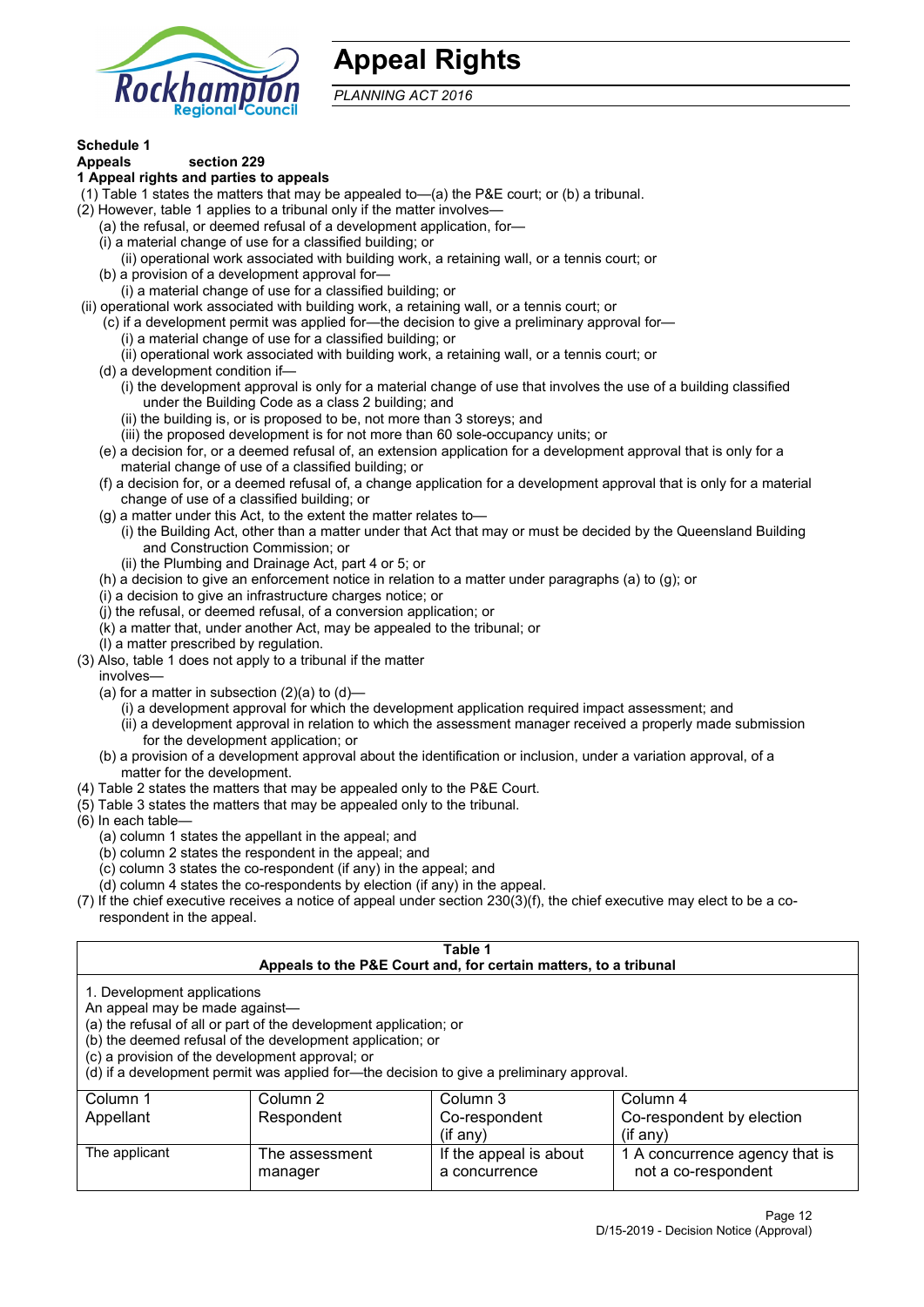# Appeal Rights

*PLANNING ACT 2016*

**Schedule 1**
**Appeals section 229**
**1 Appeal rights and parties to appeals**

(1) Table 1 states the matters that may be appealed to—(a) the P&E court; or (b) a tribunal.
(2) However, table 1 applies to a tribunal only if the matter involves—
  (a) the refusal, or deemed refusal of a development application, for—
  (i) a material change of use for a classified building; or
    (ii) operational work associated with building work, a retaining wall, or a tennis court; or
  (b) a provision of a development approval for—
    (i) a material change of use for a classified building; or
(ii) operational work associated with building work, a retaining wall, or a tennis court; or
  (c) if a development permit was applied for—the decision to give a preliminary approval for—
    (i) a material change of use for a classified building; or
    (ii) operational work associated with building work, a retaining wall, or a tennis court; or
  (d) a development condition if—
    (i) the development approval is only for a material change of use that involves the use of a building classified under the Building Code as a class 2 building; and
    (ii) the building is, or is proposed to be, not more than 3 storeys; and
    (iii) the proposed development is for not more than 60 sole-occupancy units; or
  (e) a decision for, or a deemed refusal of, an extension application for a development approval that is only for a material change of use of a classified building; or
  (f) a decision for, or a deemed refusal of, a change application for a development approval that is only for a material change of use of a classified building; or
  (g) a matter under this Act, to the extent the matter relates to—
    (i) the Building Act, other than a matter under that Act that may or must be decided by the Queensland Building and Construction Commission; or
    (ii) the Plumbing and Drainage Act, part 4 or 5; or
  (h) a decision to give an enforcement notice in relation to a matter under paragraphs (a) to (g); or
  (i) a decision to give an infrastructure charges notice; or
  (j) the refusal, or deemed refusal, of a conversion application; or
  (k) a matter that, under another Act, may be appealed to the tribunal; or
  (l) a matter prescribed by regulation.
(3) Also, table 1 does not apply to a tribunal if the matter involves—
  (a) for a matter in subsection (2)(a) to (d)—
    (i) a development approval for which the development application required impact assessment; and
    (ii) a development approval in relation to which the assessment manager received a properly made submission for the development application; or
  (b) a provision of a development approval about the identification or inclusion, under a variation approval, of a matter for the development.
(4) Table 2 states the matters that may be appealed only to the P&E Court.
(5) Table 3 states the matters that may be appealed only to the tribunal.
(6) In each table—
  (a) column 1 states the appellant in the appeal; and
  (b) column 2 states the respondent in the appeal; and
  (c) column 3 states the co-respondent (if any) in the appeal; and
  (d) column 4 states the co-respondents by election (if any) in the appeal.
(7) If the chief executive receives a notice of appeal under section 230(3)(f), the chief executive may elect to be a co-respondent in the appeal.

**Table 1**
**Appeals to the P&E Court and, for certain matters, to a tribunal**

1. Development applications
An appeal may be made against—
(a) the refusal of all or part of the development application; or
(b) the deemed refusal of the development application; or
(c) a provision of the development approval; or
(d) if a development permit was applied for—the decision to give a preliminary approval.

| Column 1<br>Appellant | Column 2<br>Respondent | Column 3<br>Co-respondent<br>(if any) | Column 4<br>Co-respondent by election<br>(if any) |
|---|---|---|---|
| The applicant | The assessment manager | If the appeal is about a concurrence | 1 A concurrence agency that is not a co-respondent |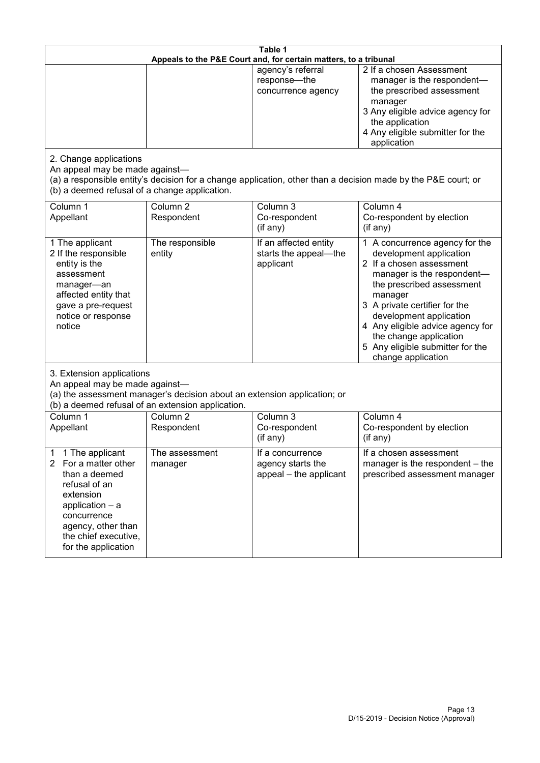**Table 1**
**Appeals to the P&E Court and, for certain matters, to a tribunal**

| | | | |
|---|---|---|---|
| | | agency's referral response—the concurrence agency | 2 If a chosen Assessment manager is the respondent—the prescribed assessment manager<br>3 Any eligible advice agency for the application<br>4 Any eligible submitter for the application |

2. Change applications

An appeal may be made against—
(a) a responsible entity's decision for a change application, other than a decision made by the P&E court; or
(b) a deemed refusal of a change application.

| Column 1<br>Appellant | Column 2<br>Respondent | Column 3<br>Co-respondent<br>(if any) | Column 4<br>Co-respondent by election<br>(if any) |
|---|---|---|---|
| 1 The applicant<br>2 If the responsible entity is the assessment manager—an affected entity that gave a pre-request notice or response notice | The responsible entity | If an affected entity starts the appeal—the applicant | 1 A concurrence agency for the development application<br>2 If a chosen assessment manager is the respondent—the prescribed assessment manager<br>3 A private certifier for the development application<br>4 Any eligible advice agency for the change application<br>5 Any eligible submitter for the change application |

3. Extension applications

An appeal may be made against—
(a) the assessment manager's decision about an extension application; or
(b) a deemed refusal of an extension application.

| Column 1<br>Appellant | Column 2<br>Respondent | Column 3<br>Co-respondent<br>(if any) | Column 4<br>Co-respondent by election<br>(if any) |
|---|---|---|---|
| 1 1 The applicant<br>2 For a matter other than a deemed refusal of an extension application – a concurrence agency, other than the chief executive, for the application | The assessment manager | If a concurrence agency starts the appeal – the applicant | If a chosen assessment manager is the respondent – the prescribed assessment manager |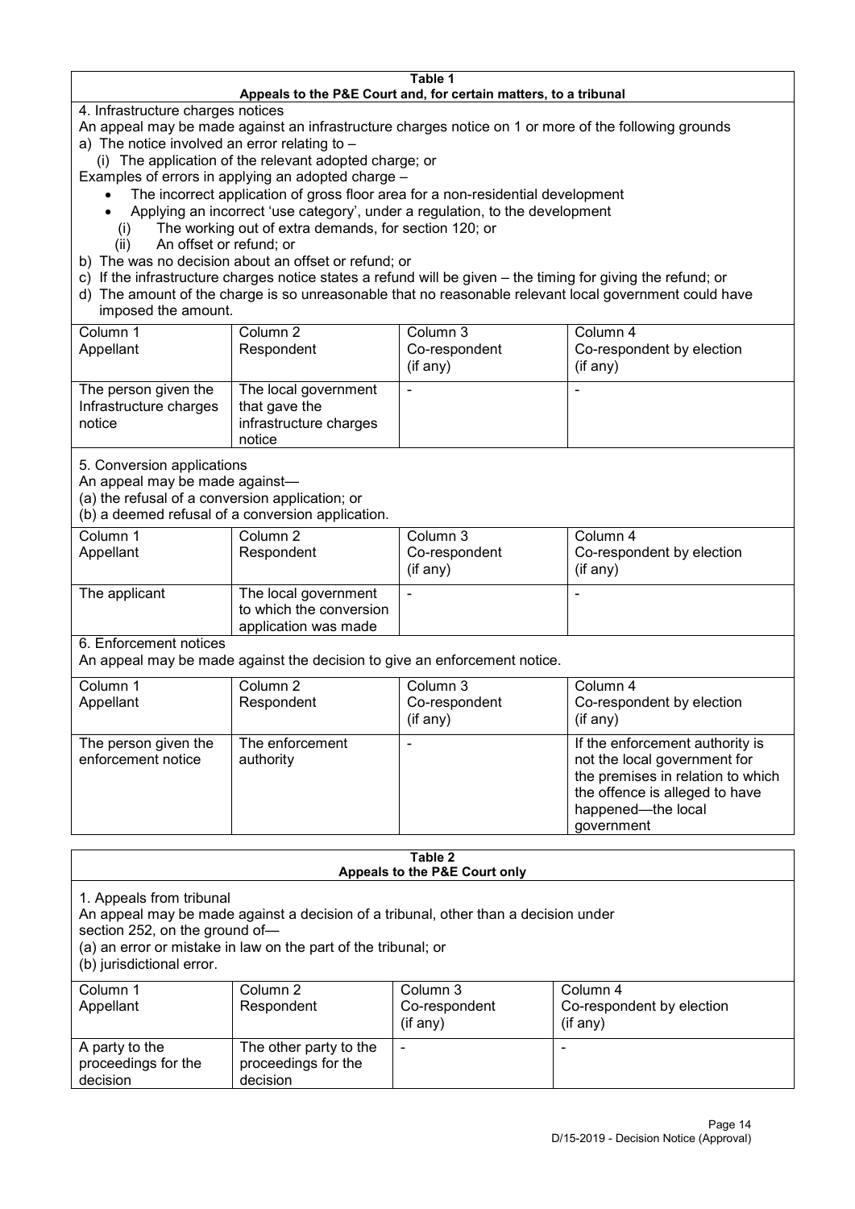**Table 1**
**Appeals to the P&E Court and, for certain matters, to a tribunal**

4. Infrastructure charges notices

An appeal may be made against an infrastructure charges notice on 1 or more of the following grounds

a) The notice involved an error relating to –

(i) The application of the relevant adopted charge; or

Examples of errors in applying an adopted charge –

- The incorrect application of gross floor area for a non-residential development
- Applying an incorrect 'use category', under a regulation, to the development

(i) The working out of extra demands, for section 120; or

(ii) An offset or refund; or

b) The was no decision about an offset or refund; or

c) If the infrastructure charges notice states a refund will be given – the timing for giving the refund; or

d) The amount of the charge is so unreasonable that no reasonable relevant local government could have imposed the amount.

| Column 1<br>Appellant | Column 2<br>Respondent | Column 3<br>Co-respondent<br>(if any) | Column 4<br>Co-respondent by election<br>(if any) |
|---|---|---|---|
| The person given the Infrastructure charges notice | The local government that gave the infrastructure charges notice | - | - |

5. Conversion applications

An appeal may be made against—

(a) the refusal of a conversion application; or

(b) a deemed refusal of a conversion application.

| Column 1<br>Appellant | Column 2<br>Respondent | Column 3<br>Co-respondent<br>(if any) | Column 4<br>Co-respondent by election<br>(if any) |
|---|---|---|---|
| The applicant | The local government to which the conversion application was made | - | - |

6. Enforcement notices

An appeal may be made against the decision to give an enforcement notice.

| Column 1<br>Appellant | Column 2<br>Respondent | Column 3<br>Co-respondent<br>(if any) | Column 4<br>Co-respondent by election<br>(if any) |
|---|---|---|---|
| The person given the enforcement notice | The enforcement authority | - | If the enforcement authority is not the local government for the premises in relation to which the offence is alleged to have happened—the local government |

**Table 2**
**Appeals to the P&E Court only**

1. Appeals from tribunal

An appeal may be made against a decision of a tribunal, other than a decision under section 252, on the ground of—

(a) an error or mistake in law on the part of the tribunal; or

(b) jurisdictional error.

| Column 1<br>Appellant | Column 2<br>Respondent | Column 3<br>Co-respondent<br>(if any) | Column 4<br>Co-respondent by election<br>(if any) |
|---|---|---|---|
| A party to the proceedings for the decision | The other party to the proceedings for the decision | - | - |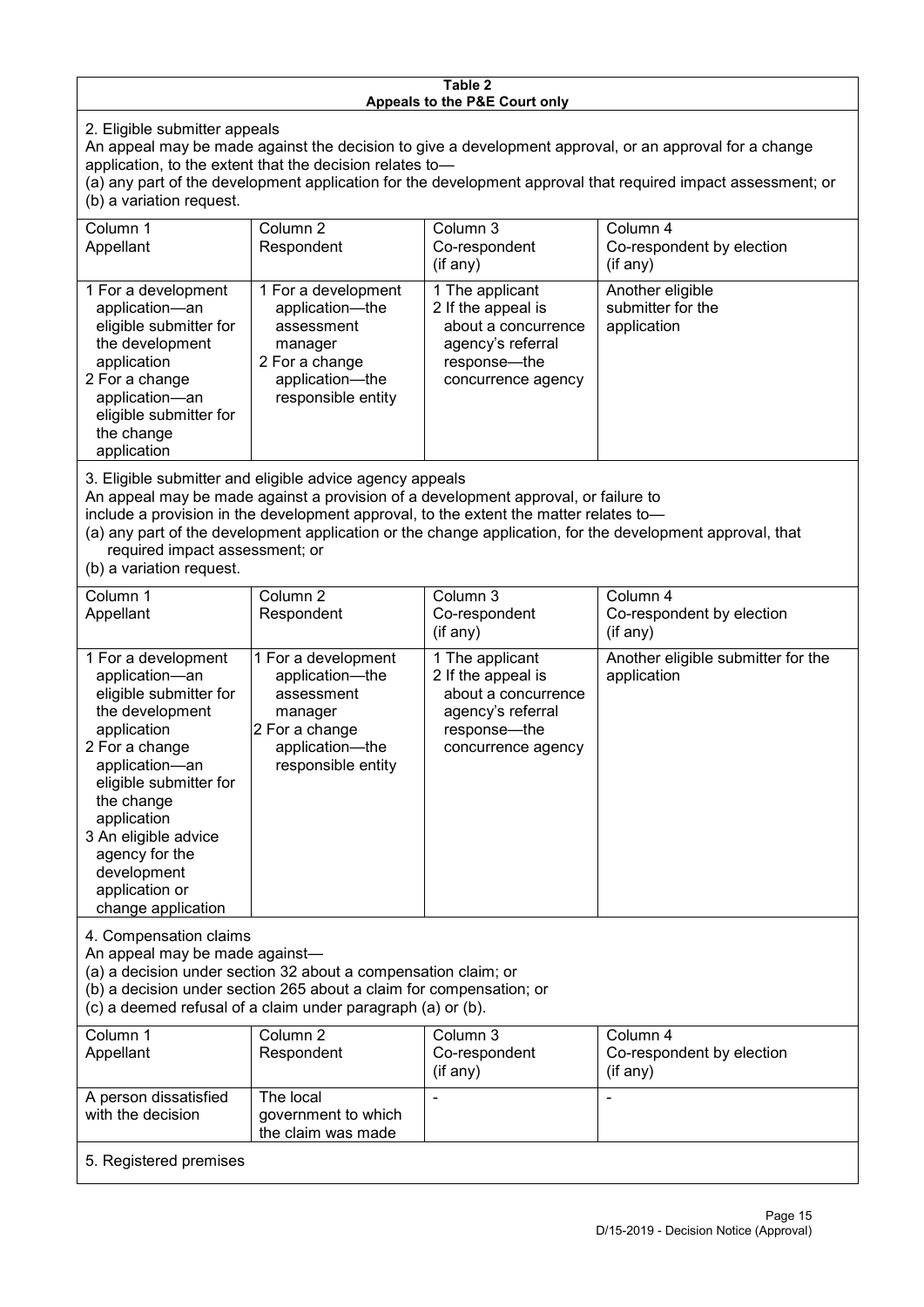**Table 2**
**Appeals to the P&E Court only**

2. Eligible submitter appeals

An appeal may be made against the decision to give a development approval, or an approval for a change application, to the extent that the decision relates to—

(a) any part of the development application for the development approval that required impact assessment; or

(b) a variation request.

| Column 1<br>Appellant | Column 2<br>Respondent | Column 3<br>Co-respondent<br>(if any) | Column 4<br>Co-respondent by election<br>(if any) |
|---|---|---|---|
| 1 For a development application—an eligible submitter for the development application<br>2 For a change application—an eligible submitter for the change application | 1 For a development application—the assessment manager<br>2 For a change application—the responsible entity | 1 The applicant<br>2 If the appeal is about a concurrence agency's referral response—the concurrence agency | Another eligible submitter for the application |

3. Eligible submitter and eligible advice agency appeals

An appeal may be made against a provision of a development approval, or failure to include a provision in the development approval, to the extent the matter relates to—

(a) any part of the development application or the change application, for the development approval, that required impact assessment; or

(b) a variation request.

| Column 1<br>Appellant | Column 2<br>Respondent | Column 3<br>Co-respondent<br>(if any) | Column 4<br>Co-respondent by election<br>(if any) |
|---|---|---|---|
| 1 For a development application—an eligible submitter for the development application<br>2 For a change application—an eligible submitter for the change application<br>3 An eligible advice agency for the development application or change application | 1 For a development application—the assessment manager<br>2 For a change application—the responsible entity | 1 The applicant<br>2 If the appeal is about a concurrence agency's referral response—the concurrence agency | Another eligible submitter for the application |

4. Compensation claims

An appeal may be made against—

(a) a decision under section 32 about a compensation claim; or

(b) a decision under section 265 about a claim for compensation; or

(c) a deemed refusal of a claim under paragraph (a) or (b).

| Column 1<br>Appellant | Column 2<br>Respondent | Column 3<br>Co-respondent<br>(if any) | Column 4<br>Co-respondent by election<br>(if any) |
|---|---|---|---|
| A person dissatisfied with the decision | The local government to which the claim was made | - | - |

5. Registered premises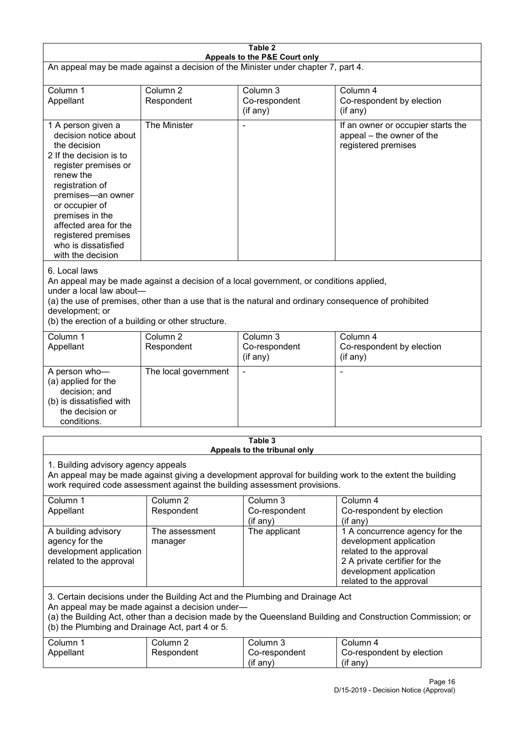**Table 2**
**Appeals to the P&E Court only**

An appeal may be made against a decision of the Minister under chapter 7, part 4.

| Column 1<br>Appellant | Column 2<br>Respondent | Column 3<br>Co-respondent<br>(if any) | Column 4<br>Co-respondent by election<br>(if any) |
|---|---|---|---|
| 1 A person given a decision notice about the decision<br>2 If the decision is to register premises or renew the registration of premises—an owner or occupier of premises in the affected area for the registered premises who is dissatisfied with the decision | The Minister | - | If an owner or occupier starts the appeal – the owner of the registered premises |

6. Local laws

An appeal may be made against a decision of a local government, or conditions applied, under a local law about—

(a) the use of premises, other than a use that is the natural and ordinary consequence of prohibited development; or

(b) the erection of a building or other structure.

| Column 1<br>Appellant | Column 2<br>Respondent | Column 3<br>Co-respondent<br>(if any) | Column 4<br>Co-respondent by election<br>(if any) |
|---|---|---|---|
| A person who—<br>(a) applied for the decision; and<br>(b) is dissatisfied with the decision or conditions. | The local government | - | - |

**Table 3**
**Appeals to the tribunal only**

1. Building advisory agency appeals

An appeal may be made against giving a development approval for building work to the extent the building work required code assessment against the building assessment provisions.

| Column 1<br>Appellant | Column 2<br>Respondent | Column 3<br>Co-respondent<br>(if any) | Column 4<br>Co-respondent by election<br>(if any) |
|---|---|---|---|
| A building advisory agency for the development application related to the approval | The assessment manager | The applicant | 1 A concurrence agency for the development application related to the approval<br>2 A private certifier for the development application related to the approval |

3. Certain decisions under the Building Act and the Plumbing and Drainage Act

An appeal may be made against a decision under—

(a) the Building Act, other than a decision made by the Queensland Building and Construction Commission; or

(b) the Plumbing and Drainage Act, part 4 or 5.

| Column 1<br>Appellant | Column 2<br>Respondent | Column 3<br>Co-respondent<br>(if any) | Column 4<br>Co-respondent by election<br>(if any) |
|---|---|---|---|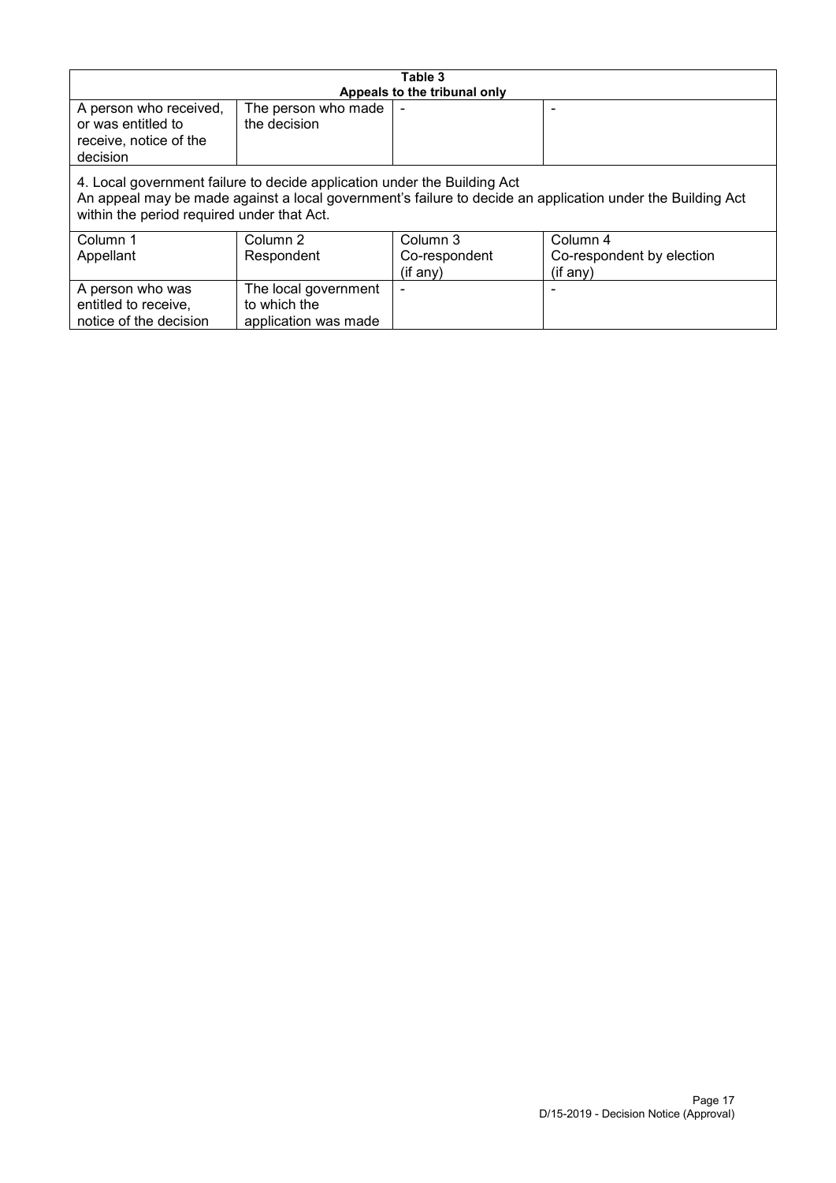**Table 3**
**Appeals to the tribunal only**

| | | | |
|---|---|---|---|
| A person who received, or was entitled to receive, notice of the decision | The person who made the decision | - | - |

4. Local government failure to decide application under the Building Act
An appeal may be made against a local government's failure to decide an application under the Building Act within the period required under that Act.

| Column 1 Appellant | Column 2 Respondent | Column 3 Co-respondent (if any) | Column 4 Co-respondent by election (if any) |
|---|---|---|---|
| A person who was entitled to receive, notice of the decision | The local government to which the application was made | - | - |